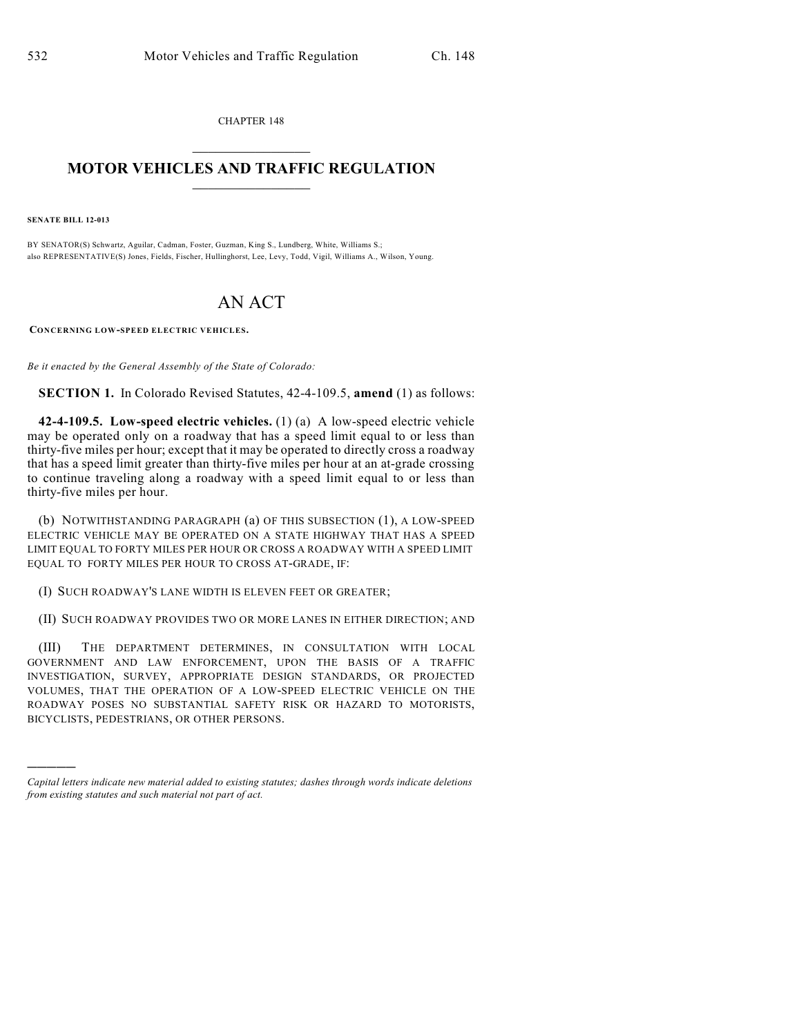CHAPTER 148

# MOTOR VEHICLES AND TRAFFIC REGULATION

**SENATE BILL 12-013**

BY SENATOR(S) Schwartz, Aguilar, Cadman, Foster, Guzman, King S., Lundberg, White, Williams S.;
also REPRESENTATIVE(S) Jones, Fields, Fischer, Hullinghorst, Lee, Levy, Todd, Vigil, Williams A., Wilson, Young.

# AN ACT

**CONCERNING LOW-SPEED ELECTRIC VEHICLES.**

*Be it enacted by the General Assembly of the State of Colorado:*

**SECTION 1.** In Colorado Revised Statutes, 42-4-109.5, **amend** (1) as follows:

**42-4-109.5. Low-speed electric vehicles.** (1) (a) A low-speed electric vehicle may be operated only on a roadway that has a speed limit equal to or less than thirty-five miles per hour; except that it may be operated to directly cross a roadway that has a speed limit greater than thirty-five miles per hour at an at-grade crossing to continue traveling along a roadway with a speed limit equal to or less than thirty-five miles per hour.

(b) NOTWITHSTANDING PARAGRAPH (a) OF THIS SUBSECTION (1), A LOW-SPEED ELECTRIC VEHICLE MAY BE OPERATED ON A STATE HIGHWAY THAT HAS A SPEED LIMIT EQUAL TO FORTY MILES PER HOUR OR CROSS A ROADWAY WITH A SPEED LIMIT EQUAL TO FORTY MILES PER HOUR TO CROSS AT-GRADE, IF:

(I) SUCH ROADWAY'S LANE WIDTH IS ELEVEN FEET OR GREATER;

(II) SUCH ROADWAY PROVIDES TWO OR MORE LANES IN EITHER DIRECTION; AND

(III) THE DEPARTMENT DETERMINES, IN CONSULTATION WITH LOCAL GOVERNMENT AND LAW ENFORCEMENT, UPON THE BASIS OF A TRAFFIC INVESTIGATION, SURVEY, APPROPRIATE DESIGN STANDARDS, OR PROJECTED VOLUMES, THAT THE OPERATION OF A LOW-SPEED ELECTRIC VEHICLE ON THE ROADWAY POSES NO SUBSTANTIAL SAFETY RISK OR HAZARD TO MOTORISTS, BICYCLISTS, PEDESTRIANS, OR OTHER PERSONS.

---

*Capital letters indicate new material added to existing statutes; dashes through words indicate deletions from existing statutes and such material not part of act.*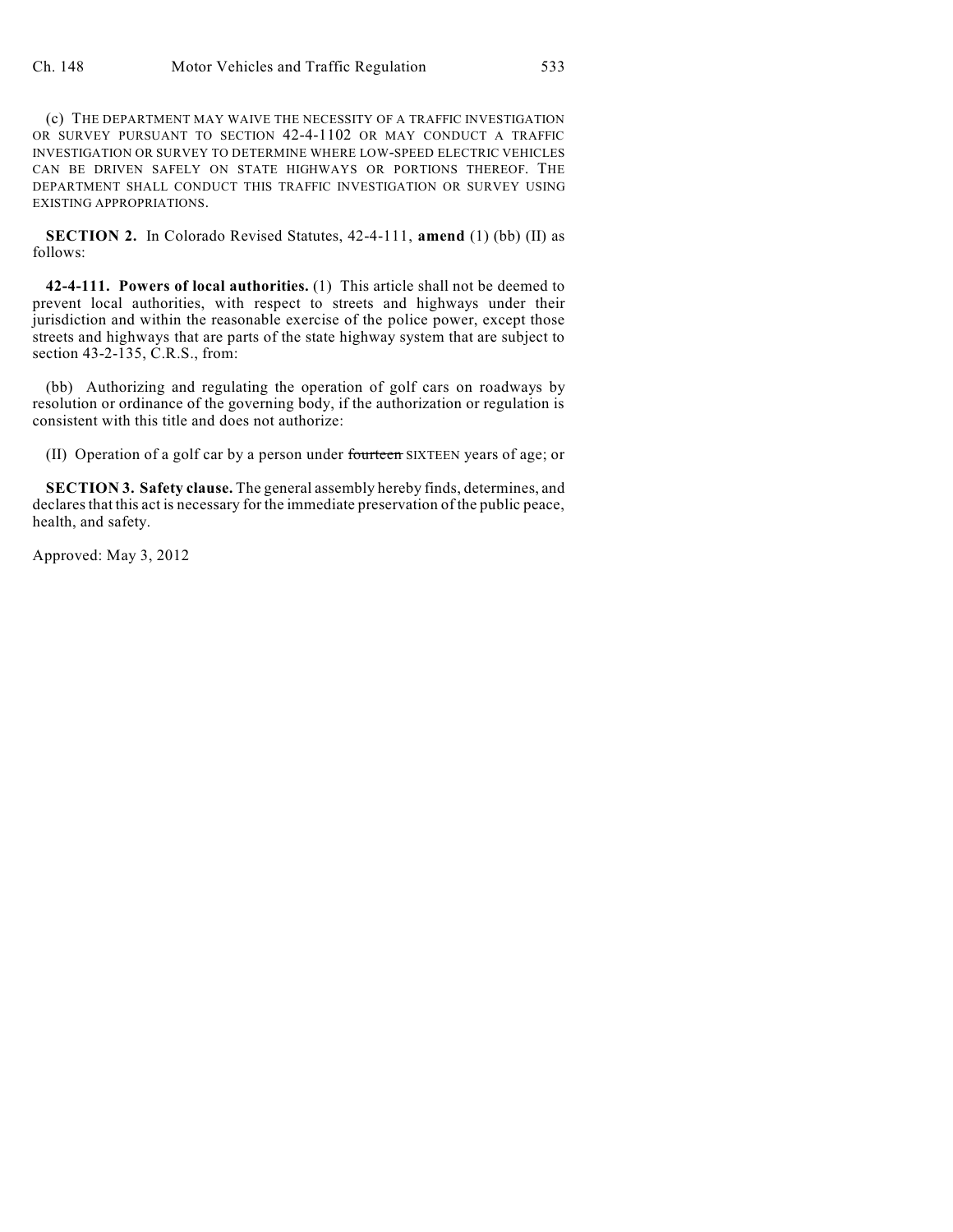(c) THE DEPARTMENT MAY WAIVE THE NECESSITY OF A TRAFFIC INVESTIGATION OR SURVEY PURSUANT TO SECTION 42-4-1102 OR MAY CONDUCT A TRAFFIC INVESTIGATION OR SURVEY TO DETERMINE WHERE LOW-SPEED ELECTRIC VEHICLES CAN BE DRIVEN SAFELY ON STATE HIGHWAYS OR PORTIONS THEREOF. THE DEPARTMENT SHALL CONDUCT THIS TRAFFIC INVESTIGATION OR SURVEY USING EXISTING APPROPRIATIONS.

**SECTION 2.** In Colorado Revised Statutes, 42-4-111, **amend** (1) (bb) (II) as follows:

**42-4-111. Powers of local authorities.** (1) This article shall not be deemed to prevent local authorities, with respect to streets and highways under their jurisdiction and within the reasonable exercise of the police power, except those streets and highways that are parts of the state highway system that are subject to section 43-2-135, C.R.S., from:

(bb) Authorizing and regulating the operation of golf cars on roadways by resolution or ordinance of the governing body, if the authorization or regulation is consistent with this title and does not authorize:

(II) Operation of a golf car by a person under ~~fourteen~~ SIXTEEN years of age; or

**SECTION 3. Safety clause.** The general assembly hereby finds, determines, and declares that this act is necessary for the immediate preservation of the public peace, health, and safety.

Approved: May 3, 2012